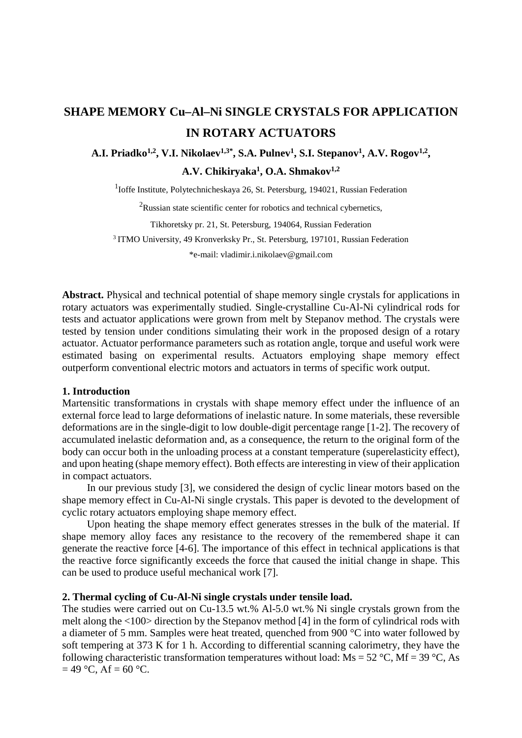# SHAPE MEMORY Cu–Al–Ni SINGLE CRYSTALS FOR APPLICATION IN ROTARY ACTUATORS

**A.I. Priadko[1,2], V.I. Nikolaev[1,3*], S.A. Pulnev[1], S.I. Stepanov[1], A.V. Rogov[1,2], A.V. Chikiryaka[1], O.A. Shmakov[1,2]**

[1]Ioffe Institute, Polytechnicheskaya 26, St. Petersburg, 194021, Russian Federation

[2]Russian state scientific center for robotics and technical cybernetics, Tikhoretsky pr. 21, St. Petersburg, 194064, Russian Federation

[3] ITMO University, 49 Kronverksky Pr., St. Petersburg, 197101, Russian Federation

*e-mail: vladimir.i.nikolaev@gmail.com

**Abstract.** Physical and technical potential of shape memory single crystals for applications in rotary actuators was experimentally studied. Single-crystalline Cu-Al-Ni cylindrical rods for tests and actuator applications were grown from melt by Stepanov method. The crystals were tested by tension under conditions simulating their work in the proposed design of a rotary actuator. Actuator performance parameters such as rotation angle, torque and useful work were estimated basing on experimental results. Actuators employing shape memory effect outperform conventional electric motors and actuators in terms of specific work output.

## 1. Introduction

Martensitic transformations in crystals with shape memory effect under the influence of an external force lead to large deformations of inelastic nature. In some materials, these reversible deformations are in the single-digit to low double-digit percentage range [1-2]. The recovery of accumulated inelastic deformation and, as a consequence, the return to the original form of the body can occur both in the unloading process at a constant temperature (superelasticity effect), and upon heating (shape memory effect). Both effects are interesting in view of their application in compact actuators.

In our previous study [3], we considered the design of cyclic linear motors based on the shape memory effect in Cu-Al-Ni single crystals. This paper is devoted to the development of cyclic rotary actuators employing shape memory effect.

Upon heating the shape memory effect generates stresses in the bulk of the material. If shape memory alloy faces any resistance to the recovery of the remembered shape it can generate the reactive force [4-6]. The importance of this effect in technical applications is that the reactive force significantly exceeds the force that caused the initial change in shape. This can be used to produce useful mechanical work [7].

## 2. Thermal cycling of Cu-Al-Ni single crystals under tensile load.

The studies were carried out on Cu-13.5 wt.% Al-5.0 wt.% Ni single crystals grown from the melt along the <100> direction by the Stepanov method [4] in the form of cylindrical rods with a diameter of 5 mm. Samples were heat treated, quenched from 900 °C into water followed by soft tempering at 373 K for 1 h. According to differential scanning calorimetry, they have the following characteristic transformation temperatures without load: $M_s$ = 52 °C, $M_f$ = 39 °C, $A_s$ = 49 °C, $A_f$ = 60 °C.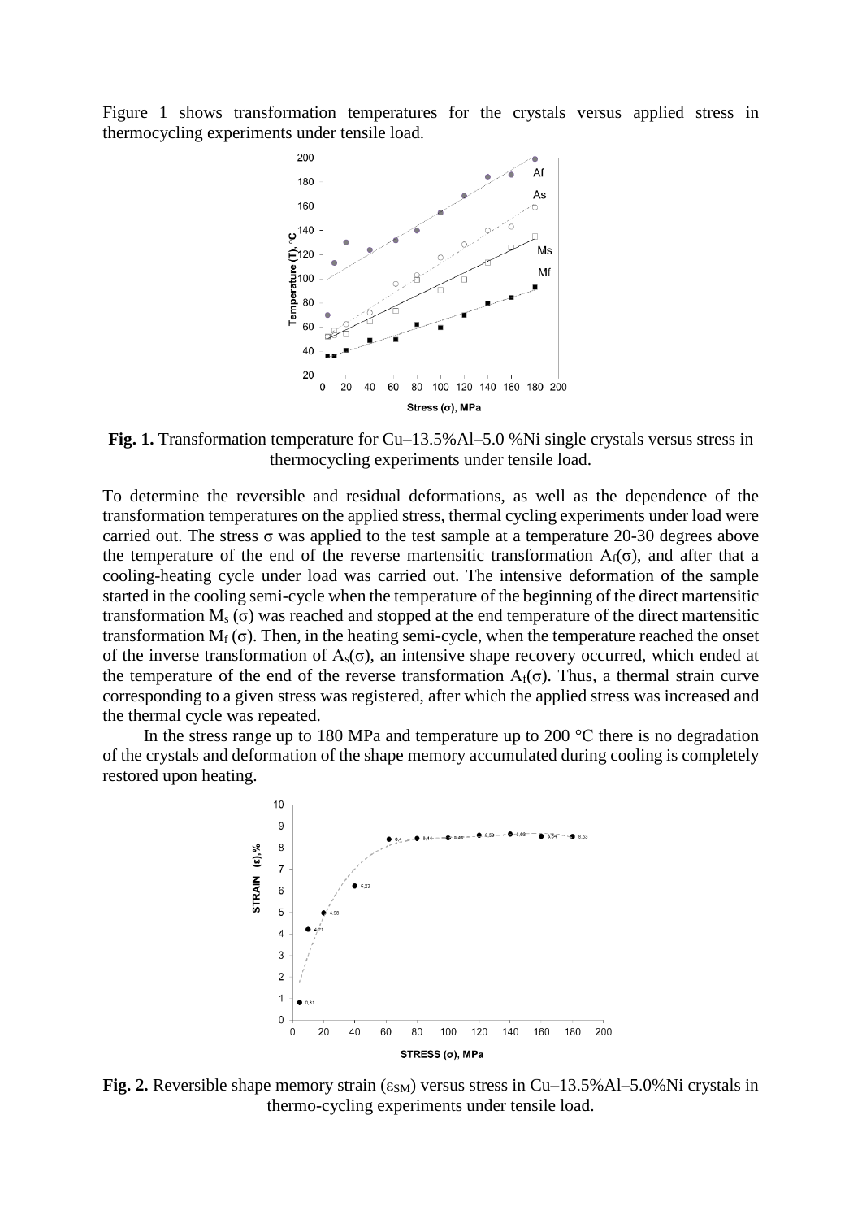Figure 1 shows transformation temperatures for the crystals versus applied stress in thermocycling experiments under tensile load.

Temperature (T), °C
Stress (σ), MPa
Af
As
Ms
Mf
200
180
160
140
120
100
80
60
40
20
0 20 40 60 80 100 120 140 160 180 200

**Fig. 1.** Transformation temperature for Cu–13.5%Al–5.0 %Ni single crystals versus stress in thermocycling experiments under tensile load.

To determine the reversible and residual deformations, as well as the dependence of the transformation temperatures on the applied stress, thermal cycling experiments under load were carried out. The stress σ was applied to the test sample at a temperature 20-30 degrees above the temperature of the end of the reverse martensitic transformation $A_f(\sigma)$, and after that a cooling-heating cycle under load was carried out. The intensive deformation of the sample started in the cooling semi-cycle when the temperature of the beginning of the direct martensitic transformation $M_s$ (σ) was reached and stopped at the end temperature of the direct martensitic transformation $M_f$ (σ). Then, in the heating semi-cycle, when the temperature reached the onset of the inverse transformation of $A_s(\sigma)$, an intensive shape recovery occurred, which ended at the temperature of the end of the reverse transformation $A_f(\sigma)$. Thus, a thermal strain curve corresponding to a given stress was registered, after which the applied stress was increased and the thermal cycle was repeated.

In the stress range up to 180 MPa and temperature up to 200 °C there is no degradation of the crystals and deformation of the shape memory accumulated during cooling is completely restored upon heating.

STRAIN (ε),%
STRESS (σ), MPa
10
9
8
7
6
5
4
3
2
1
0
0 20 40 60 80 100 120 140 160 180 200
0,81
4,21
4,96
6,23
8,4
8,44
8,48
8,59
8,63
8,54
8,53

**Fig. 2.** Reversible shape memory strain ($\varepsilon_{SM}$) versus stress in Cu–13.5%Al–5.0%Ni crystals in thermo-cycling experiments under tensile load.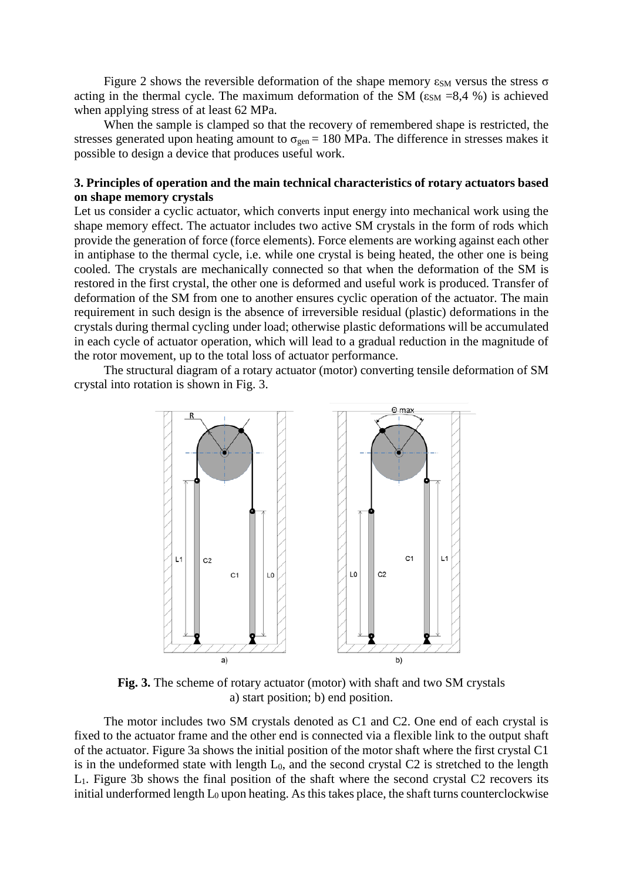Figure 2 shows the reversible deformation of the shape memory $\varepsilon_{SM}$ versus the stress $\sigma$ acting in the thermal cycle. The maximum deformation of the SM ($\varepsilon_{SM}$ =8,4 %) is achieved when applying stress of at least 62 MPa.

When the sample is clamped so that the recovery of remembered shape is restricted, the stresses generated upon heating amount to $\sigma_{gen}$ = 180 MPa. The difference in stresses makes it possible to design a device that produces useful work.

### 3. Principles of operation and the main technical characteristics of rotary actuators based on shape memory crystals

Let us consider a cyclic actuator, which converts input energy into mechanical work using the shape memory effect. The actuator includes two active SM crystals in the form of rods which provide the generation of force (force elements). Force elements are working against each other in antiphase to the thermal cycle, i.e. while one crystal is being heated, the other one is being cooled. The crystals are mechanically connected so that when the deformation of the SM is restored in the first crystal, the other one is deformed and useful work is produced. Transfer of deformation of the SM from one to another ensures cyclic operation of the actuator. The main requirement in such design is the absence of irreversible residual (plastic) deformations in the crystals during thermal cycling under load; otherwise plastic deformations will be accumulated in each cycle of actuator operation, which will lead to a gradual reduction in the magnitude of the rotor movement, up to the total loss of actuator performance.

The structural diagram of a rotary actuator (motor) converting tensile deformation of SM crystal into rotation is shown in Fig. 3.

R

Θ max

L1

C2

C1

L0

a)

L0

C2

C1

L1

b)

**Fig. 3.** The scheme of rotary actuator (motor) with shaft and two SM crystals a) start position; b) end position.

The motor includes two SM crystals denoted as C1 and C2. One end of each crystal is fixed to the actuator frame and the other end is connected via a flexible link to the output shaft of the actuator. Figure 3a shows the initial position of the motor shaft where the first crystal C1 is in the undeformed state with length $L_0$, and the second crystal C2 is stretched to the length $L_1$. Figure 3b shows the final position of the shaft where the second crystal C2 recovers its initial underformed length $L_0$ upon heating. As this takes place, the shaft turns counterclockwise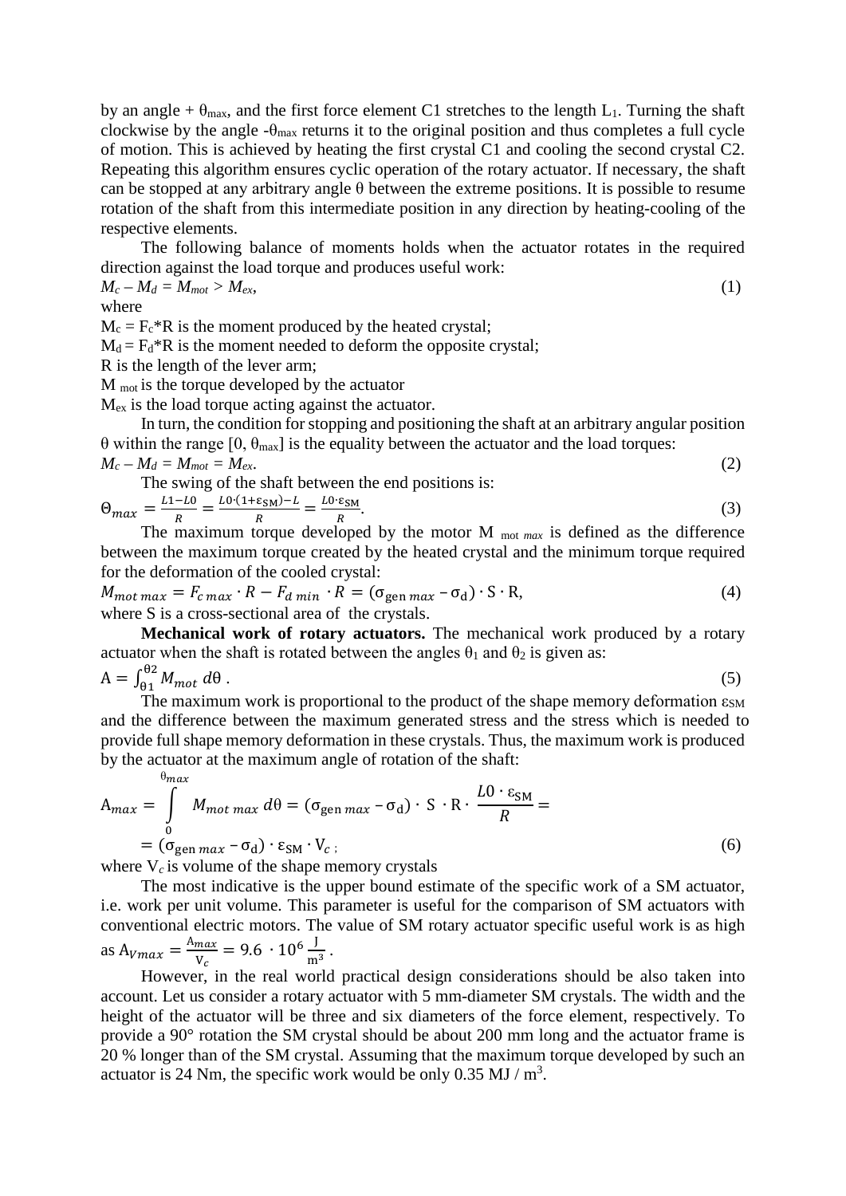by an angle + $\theta_{max}$, and the first force element C1 stretches to the length $L_1$. Turning the shaft clockwise by the angle -$\theta_{max}$ returns it to the original position and thus completes a full cycle of motion. This is achieved by heating the first crystal C1 and cooling the second crystal C2. Repeating this algorithm ensures cyclic operation of the rotary actuator. If necessary, the shaft can be stopped at any arbitrary angle θ between the extreme positions. It is possible to resume rotation of the shaft from this intermediate position in any direction by heating-cooling of the respective elements.

The following balance of moments holds when the actuator rotates in the required direction against the load torque and produces useful work:

$$M_c - M_d = M_{mot} > M_{ex}, \tag{1}$$

where

$M_c = F_c*R$ is the moment produced by the heated crystal;

$M_d = F_d*R$ is the moment needed to deform the opposite crystal;

R is the length of the lever arm;

$M_{mot}$ is the torque developed by the actuator

$M_{ex}$ is the load torque acting against the actuator.

In turn, the condition for stopping and positioning the shaft at an arbitrary angular position θ within the range [0, $\theta_{max}$] is the equality between the actuator and the load torques:

$$M_c - M_d = M_{mot} = M_{ex}. \tag{2}$$

The swing of the shaft between the end positions is:

$$\Theta_{max} = \frac{L1-L0}{R} = \frac{L0\cdot(1+\varepsilon_{SM})-L}{R} = \frac{L0\cdot\varepsilon_{SM}}{R}. \tag{3}$$

The maximum torque developed by the motor $M_{mot\,max}$ is defined as the difference between the maximum torque created by the heated crystal and the minimum torque required for the deformation of the cooled crystal:

$$M_{mot\,max} = F_{c\,max}\cdot R - F_{d\,min}\cdot R = (\sigma_{gen\,max} - \sigma_d)\cdot S\cdot R, \tag{4}$$

where S is a cross-sectional area of the crystals.

**Mechanical work of rotary actuators.** The mechanical work produced by a rotary actuator when the shaft is rotated between the angles $\theta_1$ and $\theta_2$ is given as:

$$A = \int_{\theta_1}^{\theta_2} M_{mot}\, d\theta\,. \tag{5}$$

The maximum work is proportional to the product of the shape memory deformation $\varepsilon_{SM}$ and the difference between the maximum generated stress and the stress which is needed to provide full shape memory deformation in these crystals. Thus, the maximum work is produced by the actuator at the maximum angle of rotation of the shaft:

$$A_{max} = \int_0^{\theta_{max}} M_{mot\,max}\, d\theta = (\sigma_{gen\,max} - \sigma_d)\cdot S\cdot R\cdot \frac{L0\cdot\varepsilon_{SM}}{R} = (\sigma_{gen\,max} - \sigma_d)\cdot\varepsilon_{SM}\cdot V_c\,; \tag{6}$$

where $V_c$ is volume of the shape memory crystals

The most indicative is the upper bound estimate of the specific work of a SM actuator, i.e. work per unit volume. This parameter is useful for the comparison of SM actuators with conventional electric motors. The value of SM rotary actuator specific useful work is as high as $A_{Vmax} = \frac{A_{max}}{V_c} = 9.6\cdot 10^6\,\frac{J}{m^3}$.

However, in the real world practical design considerations should be also taken into account. Let us consider a rotary actuator with 5 mm-diameter SM crystals. The width and the height of the actuator will be three and six diameters of the force element, respectively. To provide a 90° rotation the SM crystal should be about 200 mm long and the actuator frame is 20 % longer than of the SM crystal. Assuming that the maximum torque developed by such an actuator is 24 Nm, the specific work would be only 0.35 MJ / $m^3$.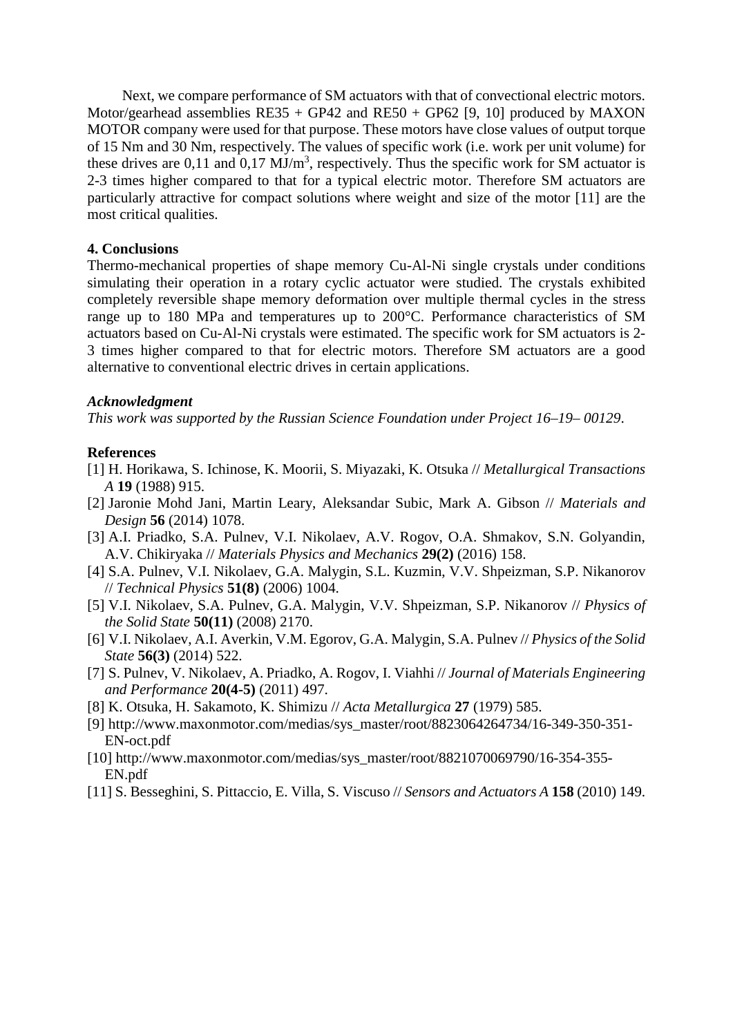Next, we compare performance of SM actuators with that of convectional electric motors. Motor/gearhead assemblies RE35 + GP42 and RE50 + GP62 [9, 10] produced by MAXON MOTOR company were used for that purpose. These motors have close values of output torque of 15 Nm and 30 Nm, respectively. The values of specific work (i.e. work per unit volume) for these drives are 0,11 and 0,17 $MJ/m^3$, respectively. Thus the specific work for SM actuator is 2-3 times higher compared to that for a typical electric motor. Therefore SM actuators are particularly attractive for compact solutions where weight and size of the motor [11] are the most critical qualities.

#### 4. Conclusions

Thermo-mechanical properties of shape memory Cu-Al-Ni single crystals under conditions simulating their operation in a rotary cyclic actuator were studied. The crystals exhibited completely reversible shape memory deformation over multiple thermal cycles in the stress range up to 180 MPa and temperatures up to 200°C. Performance characteristics of SM actuators based on Cu-Al-Ni crystals were estimated. The specific work for SM actuators is 2-3 times higher compared to that for electric motors. Therefore SM actuators are a good alternative to conventional electric drives in certain applications.

***Acknowledgment***

*This work was supported by the Russian Science Foundation under Project 16–19– 00129*.

**References**

[1] H. Horikawa, S. Ichinose, K. Moorii, S. Miyazaki, K. Otsuka // *Metallurgical Transactions A* **19** (1988) 915.

[2] Jaronie Mohd Jani, Martin Leary, Aleksandar Subic, Mark A. Gibson // *Materials and Design* **56** (2014) 1078.

[3] A.I. Priadko, S.A. Pulnev, V.I. Nikolaev, A.V. Rogov, O.A. Shmakov, S.N. Golyandin, A.V. Chikiryaka // *Materials Physics and Mechanics* **29(2)** (2016) 158.

[4] S.A. Pulnev, V.I. Nikolaev, G.A. Malygin, S.L. Kuzmin, V.V. Shpeizman, S.P. Nikanorov // *Technical Physics* **51(8)** (2006) 1004.

[5] V.I. Nikolaev, S.A. Pulnev, G.A. Malygin, V.V. Shpeizman, S.P. Nikanorov // *Physics of the Solid State* **50(11)** (2008) 2170.

[6] V.I. Nikolaev, A.I. Averkin, V.M. Egorov, G.A. Malygin, S.A. Pulnev // *Physics of the Solid State* **56(3)** (2014) 522.

[7] S. Pulnev, V. Nikolaev, A. Priadko, A. Rogov, I. Viahhi // *Journal of Materials Engineering and Performance* **20(4-5)** (2011) 497.

[8] K. Otsuka, H. Sakamoto, K. Shimizu // *Acta Metallurgica* **27** (1979) 585.

[9] http://www.maxonmotor.com/medias/sys_master/root/8823064264734/16-349-350-351-EN-oct.pdf

[10] http://www.maxonmotor.com/medias/sys_master/root/8821070069790/16-354-355-EN.pdf

[11] S. Besseghini, S. Pittaccio, E. Villa, S. Viscuso // *Sensors and Actuators A* **158** (2010) 149.